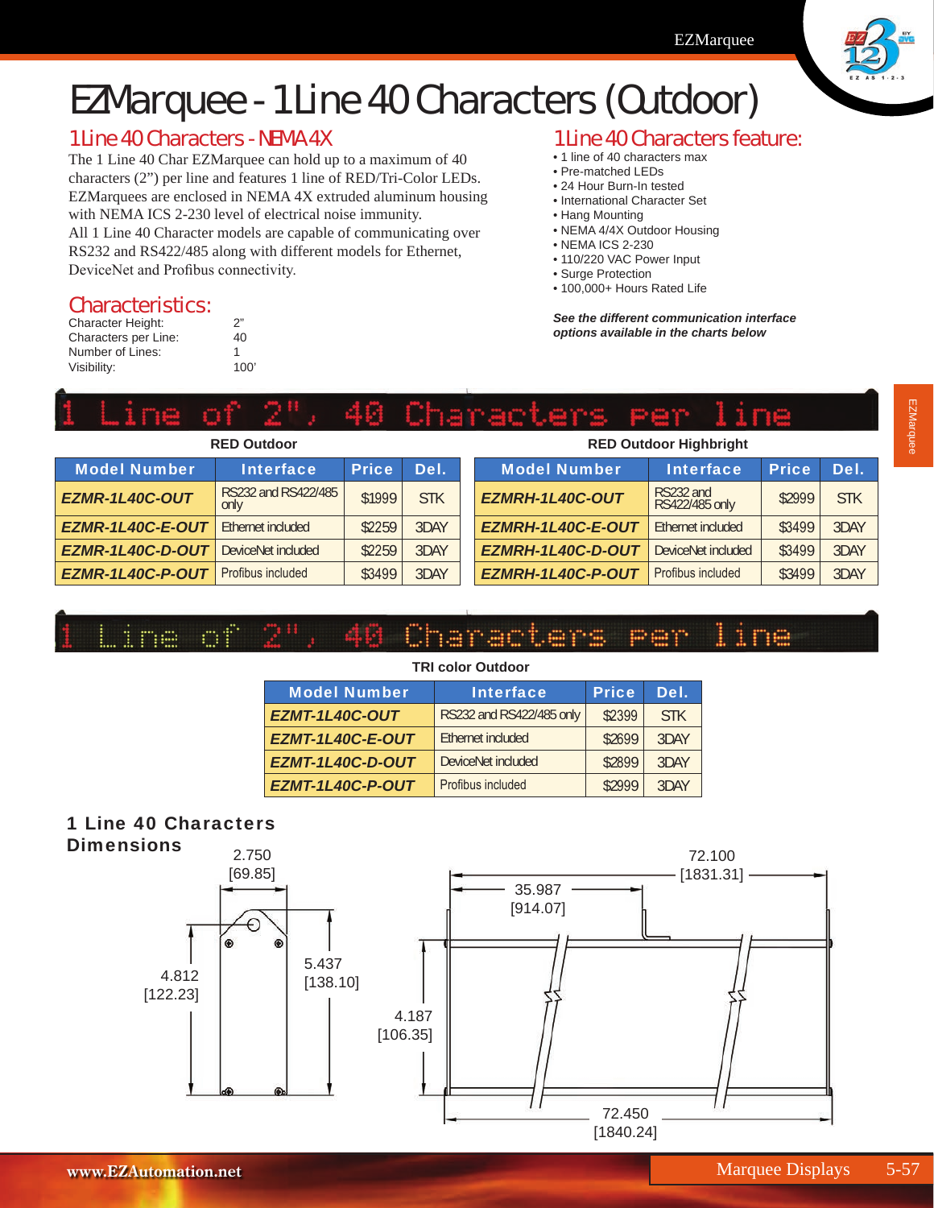# EZMarquee - 1 Line 40 Characters (Outdoor)

## 1 Line 40 Characters - NEMA 4X

The 1 Line 40 Char EZMarquee can hold up to a maximum of 40 characters (2") per line and features 1 line of RED/Tri-Color LEDs. EZMarquees are enclosed in NEMA 4X extruded aluminum housing with NEMA ICS 2-230 level of electrical noise immunity.
All 1 Line 40 Character models are capable of communicating over RS232 and RS422/485 along with different models for Ethernet, DeviceNet and Profibus connectivity.

## Characteristics:

| | |
|---|---|
| Character Height: | 2" |
| Characters per Line: | 40 |
| Number of Lines: | 1 |
| Visibility: | 100' |

## 1 Line 40 Characters feature:

- 1 line of 40 characters max
- Pre-matched LEDs
- 24 Hour Burn-In tested
- International Character Set
- Hang Mounting
- NEMA 4/4X Outdoor Housing
- NEMA ICS 2-230
- 110/220 VAC Power Input
- Surge Protection
- 100,000+ Hours Rated Life

***See the different communication interface options available in the charts below***

1 Line of 2", 40 Characters per line

**RED Outdoor**

| Model Number | Interface | Price | Del. |
|---|---|---|---|
| ***EZMR-1L40C-OUT*** | RS232 and RS422/485 only | $1999 | STK |
| ***EZMR-1L40C-E-OUT*** | Ethernet included | $2259 | 3DAY |
| ***EZMR-1L40C-D-OUT*** | DeviceNet included | $2259 | 3DAY |
| ***EZMR-1L40C-P-OUT*** | Profibus included | $3499 | 3DAY |

**RED Outdoor Highbright**

| Model Number | Interface | Price | Del. |
|---|---|---|---|
| ***EZMRH-1L40C-OUT*** | RS232 and RS422/485 only | $2999 | STK |
| ***EZMRH-1L40C-E-OUT*** | Ethernet included | $3499 | 3DAY |
| ***EZMRH-1L40C-D-OUT*** | DeviceNet included | $3499 | 3DAY |
| ***EZMRH-1L40C-P-OUT*** | Profibus included | $3499 | 3DAY |

1 Line of 2", 40 Characters per line

**TRI color Outdoor**

| Model Number | Interface | Price | Del. |
|---|---|---|---|
| ***EZMT-1L40C-OUT*** | RS232 and RS422/485 only | $2399 | STK |
| ***EZMT-1L40C-E-OUT*** | Ethernet included | $2699 | 3DAY |
| ***EZMT-1L40C-D-OUT*** | DeviceNet included | $2899 | 3DAY |
| ***EZMT-1L40C-P-OUT*** | Profibus included | $2999 | 3DAY |

**1 Line 40 Characters Dimensions**

2.750
[69.85]
4.812
[122.23]
5.437
[138.10]
72.100
[1831.31]
35.987
[914.07]
4.187
[106.35]
72.450
[1840.24]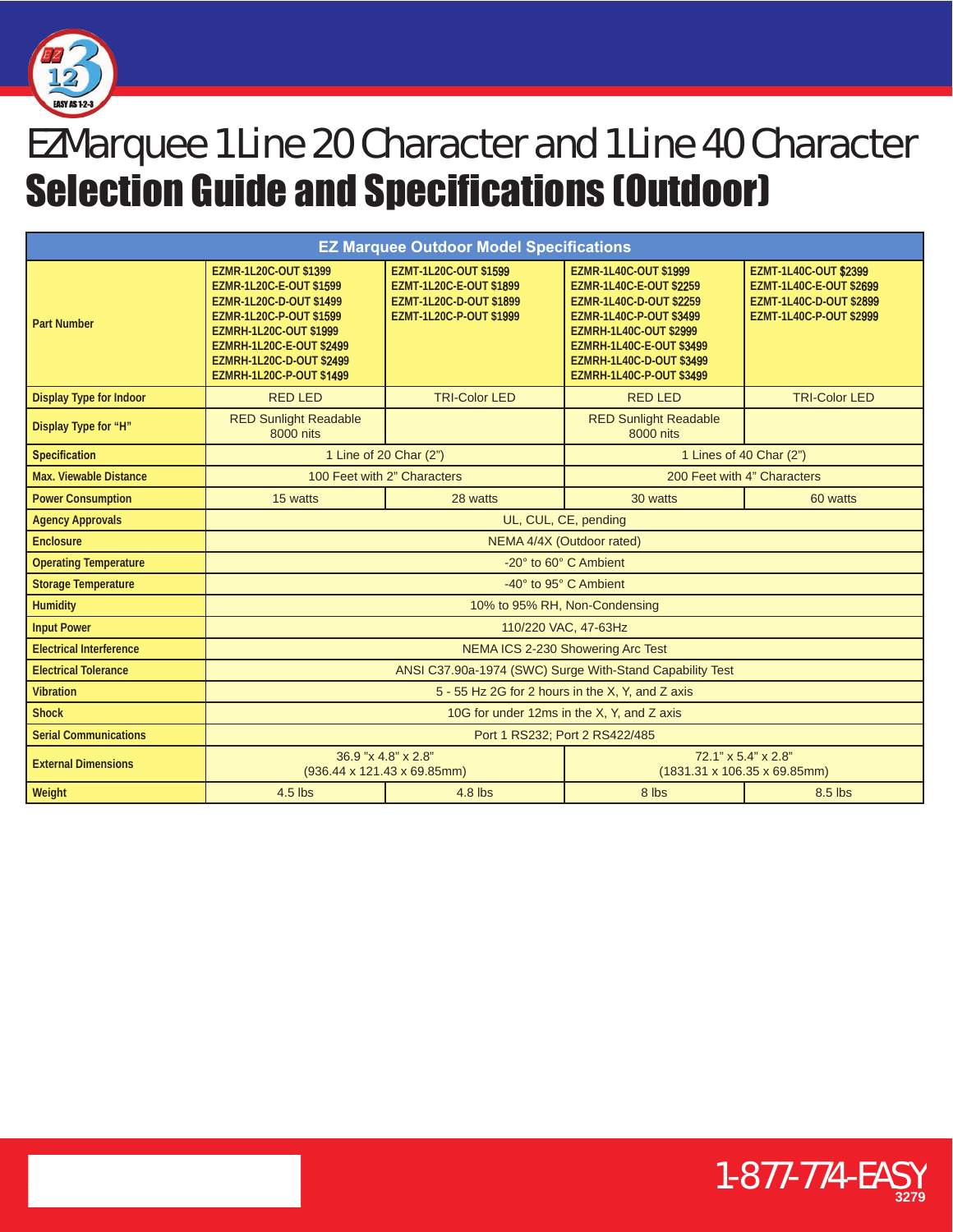# EZMarquee 1 Line 20 Character and 1 Line 40 Character
## Selection Guide and Specifications (Outdoor)

| EZ Marquee Outdoor Model Specifications | | | | |
|---|---|---|---|---|
| **Part Number** | EZMR-1L20C-OUT $1399<br>EZMR-1L20C-E-OUT $1599<br>EZMR-1L20C-D-OUT $1499<br>EZMR-1L20C-P-OUT $1599<br>EZMRH-1L20C-OUT $1999<br>EZMRH-1L20C-E-OUT $2499<br>EZMRH-1L20C-D-OUT $2499<br>EZMRH-1L20C-P-OUT $1499 | EZMT-1L20C-OUT $1599<br>EZMT-1L20C-E-OUT $1899<br>EZMT-1L20C-D-OUT $1899<br>EZMT-1L20C-P-OUT $1999 | EZMR-1L40C-OUT $1999<br>EZMR-1L40C-E-OUT $2259<br>EZMR-1L40C-D-OUT $2259<br>EZMR-1L40C-P-OUT $3499<br>EZMRH-1L40C-OUT $2999<br>EZMRH-1L40C-E-OUT $3499<br>EZMRH-1L40C-D-OUT $3499<br>EZMRH-1L40C-P-OUT $3499 | EZMT-1L40C-OUT $2399<br>EZMT-1L40C-E-OUT $2699<br>EZMT-1L40C-D-OUT $2899<br>EZMT-1L40C-P-OUT $2999 |
| **Display Type for Indoor** | RED LED | TRI-Color LED | RED LED | TRI-Color LED |
| **Display Type for "H"** | RED Sunlight Readable 8000 nits | | RED Sunlight Readable 8000 nits | |
| **Specification** | 1 Line of 20 Char (2") | | 1 Lines of 40 Char (2") | |
| **Max. Viewable Distance** | 100 Feet with 2" Characters | | 200 Feet with 4" Characters | |
| **Power Consumption** | 15 watts | 28 watts | 30 watts | 60 watts |
| **Agency Approvals** | UL, CUL, CE, pending | | | |
| **Enclosure** | NEMA 4/4X (Outdoor rated) | | | |
| **Operating Temperature** | -20° to 60° C Ambient | | | |
| **Storage Temperature** | -40° to 95° C Ambient | | | |
| **Humidity** | 10% to 95% RH, Non-Condensing | | | |
| **Input Power** | 110/220 VAC, 47-63Hz | | | |
| **Electrical Interference** | NEMA ICS 2-230 Showering Arc Test | | | |
| **Electrical Tolerance** | ANSI C37.90a-1974 (SWC) Surge With-Stand Capability Test | | | |
| **Vibration** | 5 - 55 Hz 2G for 2 hours in the X, Y, and Z axis | | | |
| **Shock** | 10G for under 12ms in the X, Y, and Z axis | | | |
| **Serial Communications** | Port 1 RS232; Port 2 RS422/485 | | | |
| **External Dimensions** | 36.9 "x 4.8" x 2.8"<br>(936.44 x 121.43 x 69.85mm) | | 72.1" x 5.4" x 2.8"<br>(1831.31 x 106.35 x 69.85mm) | |
| **Weight** | 4.5 lbs | 4.8 lbs | 8 lbs | 8.5 lbs |

1-877-774-EASY
3279